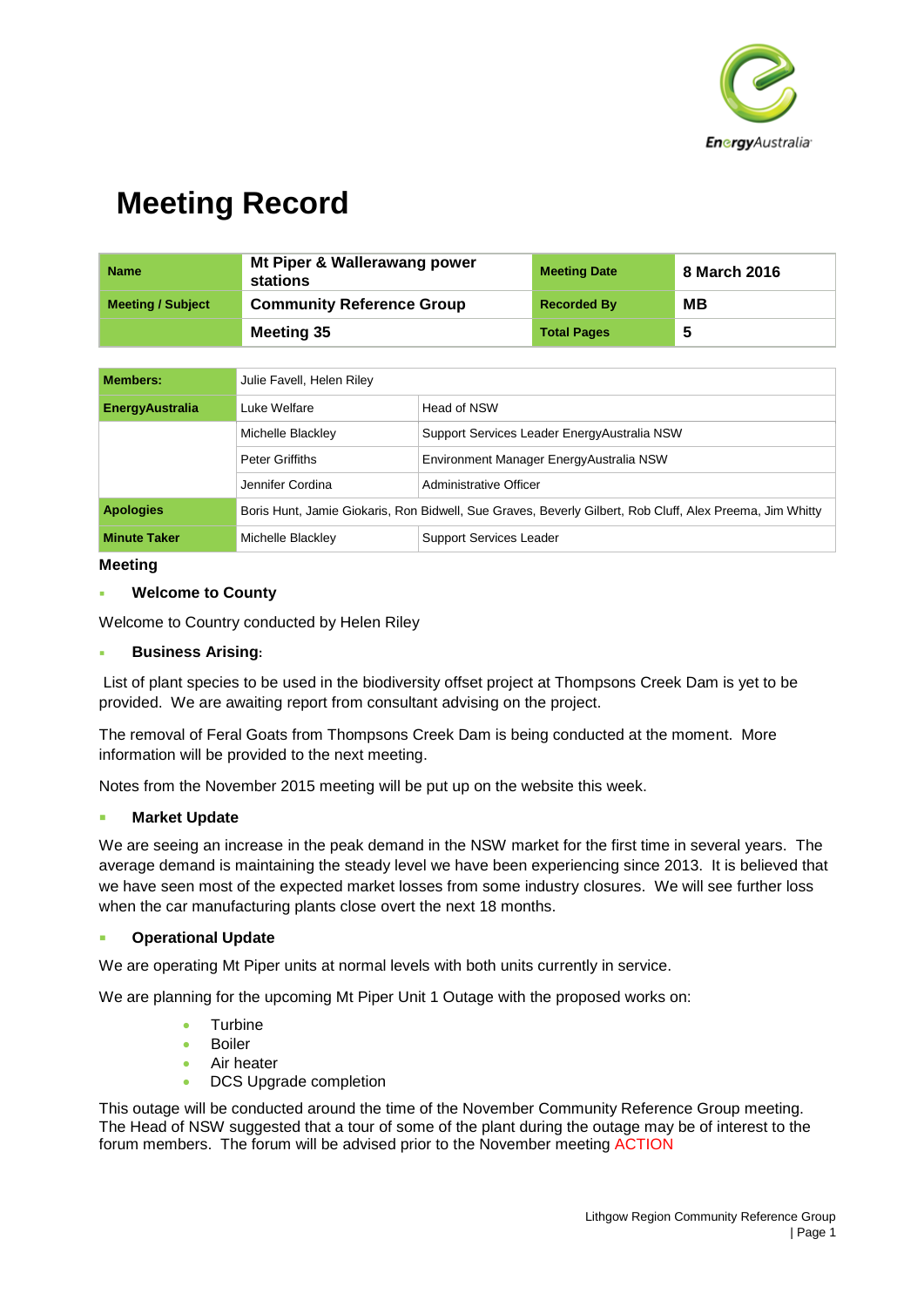# Meeting Record

| | | | |
|---|---|---|---|
| **Name** | **Mt Piper & Wallerawang power stations** | **Meeting Date** | **8 March 2016** |
| **Meeting / Subject** | **Community Reference Group** | **Recorded By** | **MB** |
| | **Meeting 35** | **Total Pages** | **5** |

| | | |
|---|---|---|
| **Members:** | Julie Favell, Helen Riley | |
| **EnergyAustralia** | Luke Welfare | Head of NSW |
| | Michelle Blackley | Support Services Leader EnergyAustralia NSW |
| | Peter Griffiths | Environment Manager EnergyAustralia NSW |
| | Jennifer Cordina | Administrative Officer |
| **Apologies** | Boris Hunt, Jamie Giokaris, Ron Bidwell, Sue Graves, Beverly Gilbert, Rob Cluff, Alex Preema, Jim Whitty | |
| **Minute Taker** | Michelle Blackley | Support Services Leader |

**Meeting**

- **Welcome to County**

Welcome to Country conducted by Helen Riley

- **Business Arising:**

List of plant species to be used in the biodiversity offset project at Thompsons Creek Dam is yet to be provided. We are awaiting report from consultant advising on the project.

The removal of Feral Goats from Thompsons Creek Dam is being conducted at the moment. More information will be provided to the next meeting.

Notes from the November 2015 meeting will be put up on the website this week.

- **Market Update**

We are seeing an increase in the peak demand in the NSW market for the first time in several years. The average demand is maintaining the steady level we have been experiencing since 2013. It is believed that we have seen most of the expected market losses from some industry closures. We will see further loss when the car manufacturing plants close overt the next 18 months.

- **Operational Update**

We are operating Mt Piper units at normal levels with both units currently in service.

We are planning for the upcoming Mt Piper Unit 1 Outage with the proposed works on:

- Turbine
- Boiler
- Air heater
- DCS Upgrade completion

This outage will be conducted around the time of the November Community Reference Group meeting. The Head of NSW suggested that a tour of some of the plant during the outage may be of interest to the forum members. The forum will be advised prior to the November meeting ACTION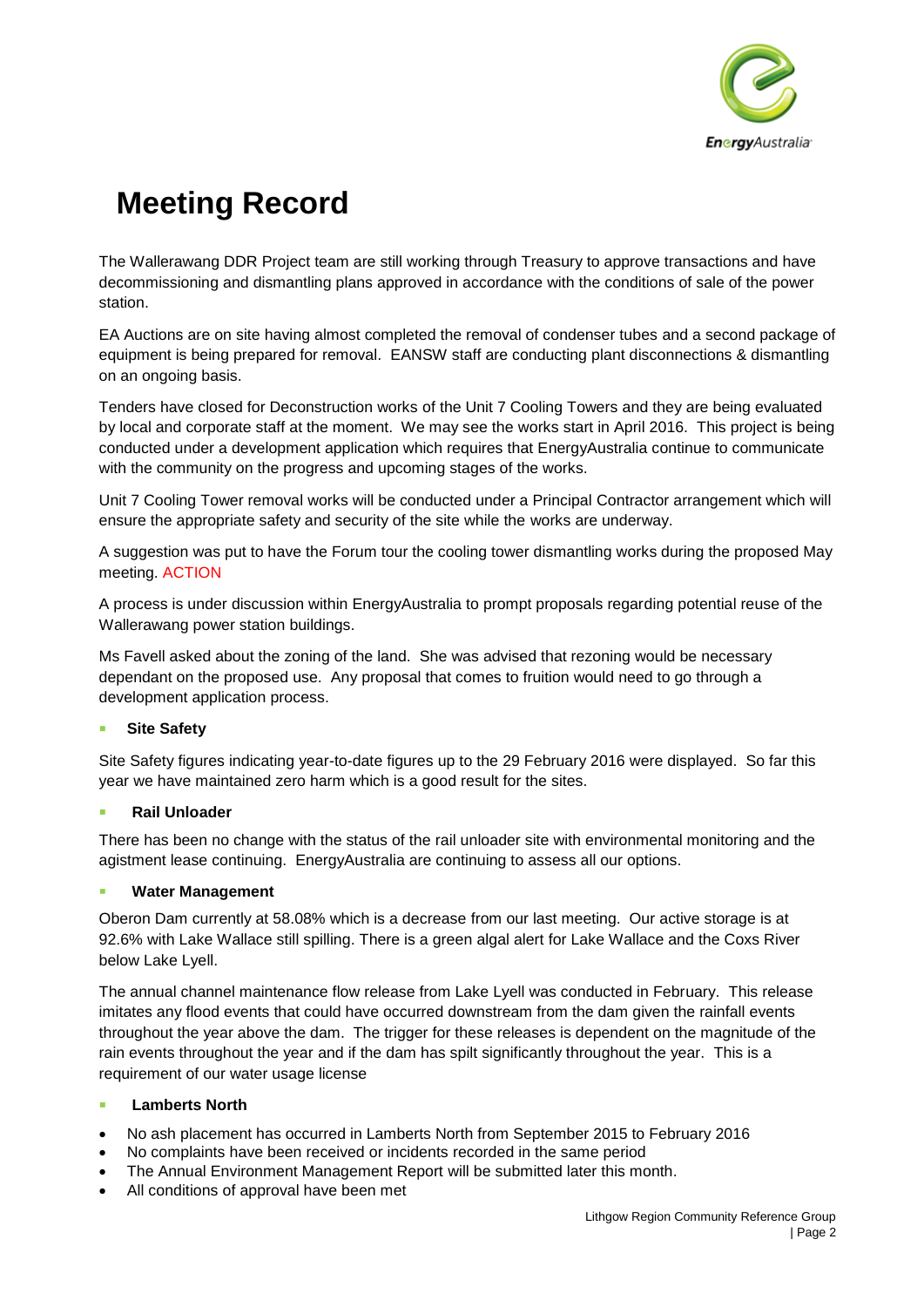# Meeting Record

The Wallerawang DDR Project team are still working through Treasury to approve transactions and have decommissioning and dismantling plans approved in accordance with the conditions of sale of the power station.

EA Auctions are on site having almost completed the removal of condenser tubes and a second package of equipment is being prepared for removal. EANSW staff are conducting plant disconnections & dismantling on an ongoing basis.

Tenders have closed for Deconstruction works of the Unit 7 Cooling Towers and they are being evaluated by local and corporate staff at the moment. We may see the works start in April 2016. This project is being conducted under a development application which requires that EnergyAustralia continue to communicate with the community on the progress and upcoming stages of the works.

Unit 7 Cooling Tower removal works will be conducted under a Principal Contractor arrangement which will ensure the appropriate safety and security of the site while the works are underway.

A suggestion was put to have the Forum tour the cooling tower dismantling works during the proposed May meeting. ACTION

A process is under discussion within EnergyAustralia to prompt proposals regarding potential reuse of the Wallerawang power station buildings.

Ms Favell asked about the zoning of the land. She was advised that rezoning would be necessary dependant on the proposed use. Any proposal that comes to fruition would need to go through a development application process.

- **Site Safety**

Site Safety figures indicating year-to-date figures up to the 29 February 2016 were displayed. So far this year we have maintained zero harm which is a good result for the sites.

- **Rail Unloader**

There has been no change with the status of the rail unloader site with environmental monitoring and the agistment lease continuing. EnergyAustralia are continuing to assess all our options.

- **Water Management**

Oberon Dam currently at 58.08% which is a decrease from our last meeting. Our active storage is at 92.6% with Lake Wallace still spilling. There is a green algal alert for Lake Wallace and the Coxs River below Lake Lyell.

The annual channel maintenance flow release from Lake Lyell was conducted in February. This release imitates any flood events that could have occurred downstream from the dam given the rainfall events throughout the year above the dam. The trigger for these releases is dependent on the magnitude of the rain events throughout the year and if the dam has spilt significantly throughout the year. This is a requirement of our water usage license

- **Lamberts North**

- No ash placement has occurred in Lamberts North from September 2015 to February 2016
- No complaints have been received or incidents recorded in the same period
- The Annual Environment Management Report will be submitted later this month.
- All conditions of approval have been met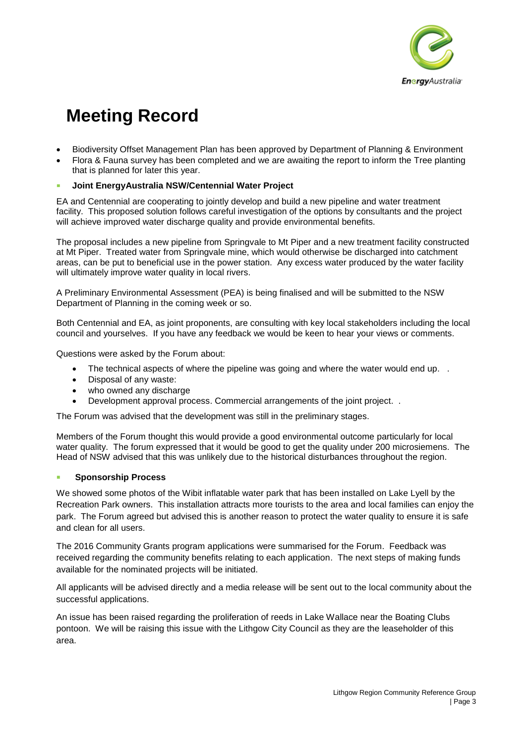# Meeting Record

- Biodiversity Offset Management Plan has been approved by Department of Planning & Environment
- Flora & Fauna survey has been completed and we are awaiting the report to inform the Tree planting that is planned for later this year.

- **Joint EnergyAustralia NSW/Centennial Water Project**

EA and Centennial are cooperating to jointly develop and build a new pipeline and water treatment facility. This proposed solution follows careful investigation of the options by consultants and the project will achieve improved water discharge quality and provide environmental benefits.

The proposal includes a new pipeline from Springvale to Mt Piper and a new treatment facility constructed at Mt Piper. Treated water from Springvale mine, which would otherwise be discharged into catchment areas, can be put to beneficial use in the power station. Any excess water produced by the water facility will ultimately improve water quality in local rivers.

A Preliminary Environmental Assessment (PEA) is being finalised and will be submitted to the NSW Department of Planning in the coming week or so.

Both Centennial and EA, as joint proponents, are consulting with key local stakeholders including the local council and yourselves. If you have any feedback we would be keen to hear your views or comments.

Questions were asked by the Forum about:

- The technical aspects of where the pipeline was going and where the water would end up. .
- Disposal of any waste:
- who owned any discharge
- Development approval process. Commercial arrangements of the joint project. .

The Forum was advised that the development was still in the preliminary stages.

Members of the Forum thought this would provide a good environmental outcome particularly for local water quality. The forum expressed that it would be good to get the quality under 200 microsiemens. The Head of NSW advised that this was unlikely due to the historical disturbances throughout the region.

- **Sponsorship Process**

We showed some photos of the Wibit inflatable water park that has been installed on Lake Lyell by the Recreation Park owners. This installation attracts more tourists to the area and local families can enjoy the park. The Forum agreed but advised this is another reason to protect the water quality to ensure it is safe and clean for all users.

The 2016 Community Grants program applications were summarised for the Forum. Feedback was received regarding the community benefits relating to each application. The next steps of making funds available for the nominated projects will be initiated.

All applicants will be advised directly and a media release will be sent out to the local community about the successful applications.

An issue has been raised regarding the proliferation of reeds in Lake Wallace near the Boating Clubs pontoon. We will be raising this issue with the Lithgow City Council as they are the leaseholder of this area.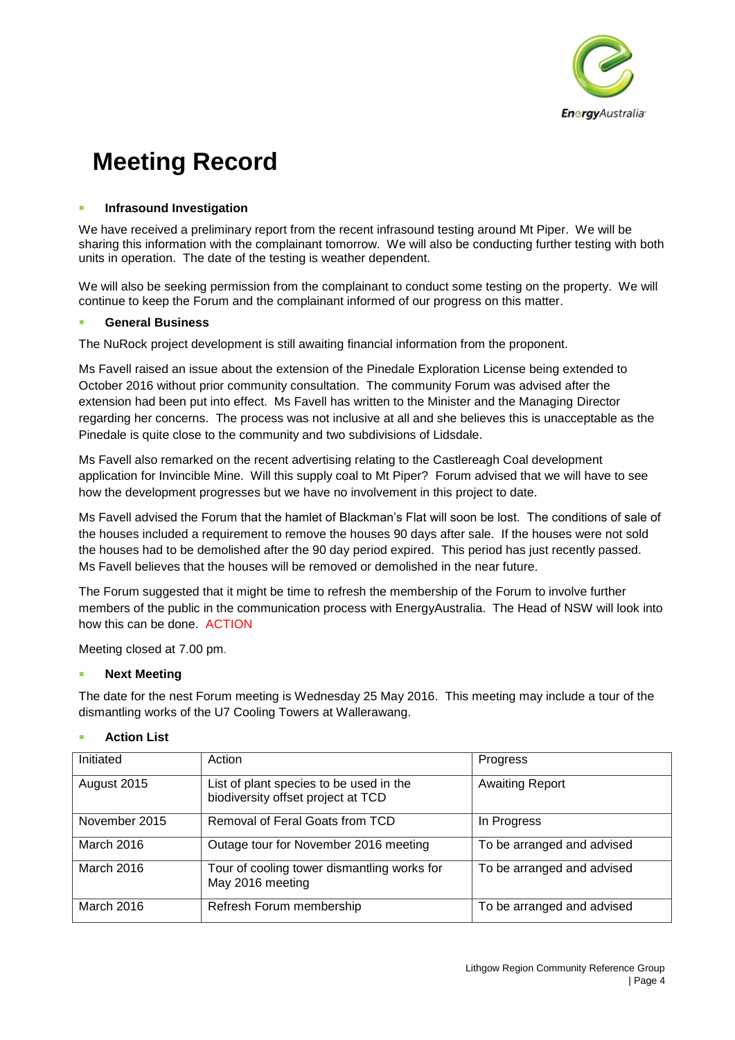# Meeting Record

- **Infrasound Investigation**

We have received a preliminary report from the recent infrasound testing around Mt Piper. We will be sharing this information with the complainant tomorrow. We will also be conducting further testing with both units in operation. The date of the testing is weather dependent.

We will also be seeking permission from the complainant to conduct some testing on the property. We will continue to keep the Forum and the complainant informed of our progress on this matter.

- **General Business**

The NuRock project development is still awaiting financial information from the proponent.

Ms Favell raised an issue about the extension of the Pinedale Exploration License being extended to October 2016 without prior community consultation. The community Forum was advised after the extension had been put into effect. Ms Favell has written to the Minister and the Managing Director regarding her concerns. The process was not inclusive at all and she believes this is unacceptable as the Pinedale is quite close to the community and two subdivisions of Lidsdale.

Ms Favell also remarked on the recent advertising relating to the Castlereagh Coal development application for Invincible Mine. Will this supply coal to Mt Piper? Forum advised that we will have to see how the development progresses but we have no involvement in this project to date.

Ms Favell advised the Forum that the hamlet of Blackman's Flat will soon be lost. The conditions of sale of the houses included a requirement to remove the houses 90 days after sale. If the houses were not sold the houses had to be demolished after the 90 day period expired. This period has just recently passed. Ms Favell believes that the houses will be removed or demolished in the near future.

The Forum suggested that it might be time to refresh the membership of the Forum to involve further members of the public in the communication process with EnergyAustralia. The Head of NSW will look into how this can be done. ACTION

Meeting closed at 7.00 pm.

- **Next Meeting**

The date for the nest Forum meeting is Wednesday 25 May 2016. This meeting may include a tour of the dismantling works of the U7 Cooling Towers at Wallerawang.

- **Action List**

| Initiated | Action | Progress |
|---|---|---|
| August 2015 | List of plant species to be used in the biodiversity offset project at TCD | Awaiting Report |
| November 2015 | Removal of Feral Goats from TCD | In Progress |
| March 2016 | Outage tour for November 2016 meeting | To be arranged and advised |
| March 2016 | Tour of cooling tower dismantling works for May 2016 meeting | To be arranged and advised |
| March 2016 | Refresh Forum membership | To be arranged and advised |